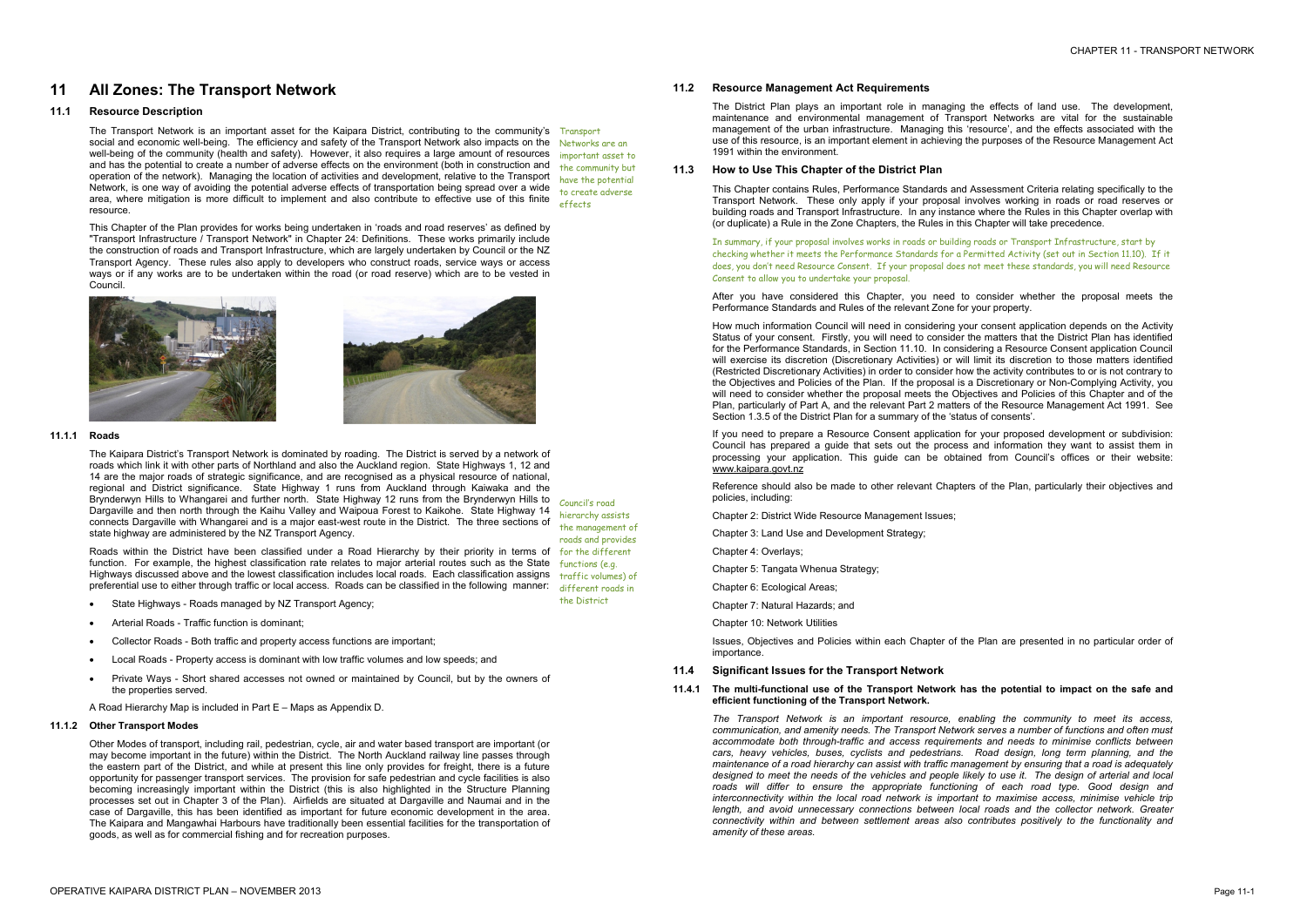# 11 All Zones: The Transport Network

## 11.1 Resource Description

The Transport Network is an important asset for the Kaipara District, contributing to the community's social and economic well-being. The efficiency and safety of the Transport Network also impacts on the well-being of the community (health and safety). However, it also requires a large amount of resources and has the potential to create a number of adverse effects on the environment (both in construction and operation of the network). Managing the location of activities and development, relative to the Transport Network, is one way of avoiding the potential adverse effects of transportation being spread over a wide area, where mitigation is more difficult to implement and also contribute to effective use of this finite resource.

*Transport Networks are an important asset to the community but have the potential to create adverse effects*

This Chapter of the Plan provides for works being undertaken in 'roads and road reserves' as defined by "Transport Infrastructure / Transport Network" in Chapter 24: Definitions. These works primarily include the construction of roads and Transport Infrastructure, which are largely undertaken by Council or the NZ Transport Agency. These rules also apply to developers who construct roads, service ways or access ways or if any works are to be undertaken within the road (or road reserve) which are to be vested in Council.

### 11.1.1 Roads

The Kaipara District's Transport Network is dominated by roading. The District is served by a network of roads which link it with other parts of Northland and also the Auckland region. State Highways 1, 12 and 14 are the major roads of strategic significance, and are recognised as a physical resource of national, regional and District significance. State Highway 1 runs from Auckland through Kaiwaka and the Brynderwyn Hills to Whangarei and further north. State Highway 12 runs from the Brynderwyn Hills to Dargaville and then north through the Kaihu Valley and Waipoua Forest to Kaikohe. State Highway 14 connects Dargaville with Whangarei and is a major east-west route in the District. The three sections of state highway are administered by the NZ Transport Agency.

Roads within the District have been classified under a Road Hierarchy by their priority in terms of function. For example, the highest classification rate relates to major arterial routes such as the State Highways discussed above and the lowest classification includes local roads. Each classification assigns preferential use to either through traffic or local access. Roads can be classified in the following manner:

*Council's road hierarchy assists the management of roads and provides for the different functions (e.g. traffic volumes) of different roads in the District*

- State Highways - Roads managed by NZ Transport Agency;
- Arterial Roads - Traffic function is dominant;
- Collector Roads - Both traffic and property access functions are important;
- Local Roads - Property access is dominant with low traffic volumes and low speeds; and
- Private Ways - Short shared accesses not owned or maintained by Council, but by the owners of the properties served.

A Road Hierarchy Map is included in Part E – Maps as Appendix D.

### 11.1.2 Other Transport Modes

Other Modes of transport, including rail, pedestrian, cycle, air and water based transport are important (or may become important in the future) within the District. The North Auckland railway line passes through the eastern part of the District, and while at present this line only provides for freight, there is a future opportunity for passenger transport services. The provision for safe pedestrian and cycle facilities is also becoming increasingly important within the District (this is also highlighted in the Structure Planning processes set out in Chapter 3 of the Plan). Airfields are situated at Dargaville and Naumai and in the case of Dargaville, this has been identified as important for future economic development in the area. The Kaipara and Mangawhai Harbours have traditionally been essential facilities for the transportation of goods, as well as for commercial fishing and for recreation purposes.

## 11.2 Resource Management Act Requirements

The District Plan plays an important role in managing the effects of land use. The development, maintenance and environmental management of Transport Networks are vital for the sustainable management of the urban infrastructure. Managing this 'resource', and the effects associated with the use of this resource, is an important element in achieving the purposes of the Resource Management Act 1991 within the environment.

## 11.3 How to Use This Chapter of the District Plan

This Chapter contains Rules, Performance Standards and Assessment Criteria relating specifically to the Transport Network. These only apply if your proposal involves working in roads or road reserves or building roads and Transport Infrastructure. In any instance where the Rules in this Chapter overlap with (or duplicate) a Rule in the Zone Chapters, the Rules in this Chapter will take precedence.

*In summary, if your proposal involves works in roads or building roads or Transport Infrastructure, start by checking whether it meets the Performance Standards for a Permitted Activity (set out in Section 11.10). If it does, you don't need Resource Consent. If your proposal does not meet these standards, you will need Resource Consent to allow you to undertake your proposal.*

After you have considered this Chapter, you need to consider whether the proposal meets the Performance Standards and Rules of the relevant Zone for your property.

How much information Council will need in considering your consent application depends on the Activity Status of your consent. Firstly, you will need to consider the matters that the District Plan has identified for the Performance Standards, in Section 11.10. In considering a Resource Consent application Council will exercise its discretion (Discretionary Activities) or will limit its discretion to those matters identified (Restricted Discretionary Activities) in order to consider how the activity contributes to or is not contrary to the Objectives and Policies of the Plan. If the proposal is a Discretionary or Non-Complying Activity, you will need to consider whether the proposal meets the Objectives and Policies of this Chapter and of the Plan, particularly of Part A, and the relevant Part 2 matters of the Resource Management Act 1991. See Section 1.3.5 of the District Plan for a summary of the 'status of consents'.

If you need to prepare a Resource Consent application for your proposed development or subdivision: Council has prepared a guide that sets out the process and information they want to assist them in processing your application. This guide can be obtained from Council's offices or their website: www.kaipara.govt.nz

Reference should also be made to other relevant Chapters of the Plan, particularly their objectives and policies, including:

Chapter 2: District Wide Resource Management Issues;

Chapter 3: Land Use and Development Strategy;

Chapter 4: Overlays;

Chapter 5: Tangata Whenua Strategy;

Chapter 6: Ecological Areas;

Chapter 7: Natural Hazards; and

Chapter 10: Network Utilities

Issues, Objectives and Policies within each Chapter of the Plan are presented in no particular order of importance.

## 11.4 Significant Issues for the Transport Network

### 11.4.1 The multi-functional use of the Transport Network has the potential to impact on the safe and efficient functioning of the Transport Network.

*The Transport Network is an important resource, enabling the community to meet its access, communication, and amenity needs. The Transport Network serves a number of functions and often must accommodate both through-traffic and access requirements and needs to minimise conflicts between cars, heavy vehicles, buses, cyclists and pedestrians. Road design, long term planning, and the maintenance of a road hierarchy can assist with traffic management by ensuring that a road is adequately designed to meet the needs of the vehicles and people likely to use it. The design of arterial and local roads will differ to ensure the appropriate functioning of each road type. Good design and interconnectivity within the local road network is important to maximise access, minimise vehicle trip length, and avoid unnecessary connections between local roads and the collector network. Greater connectivity within and between settlement areas also contributes positively to the functionality and amenity of these areas.*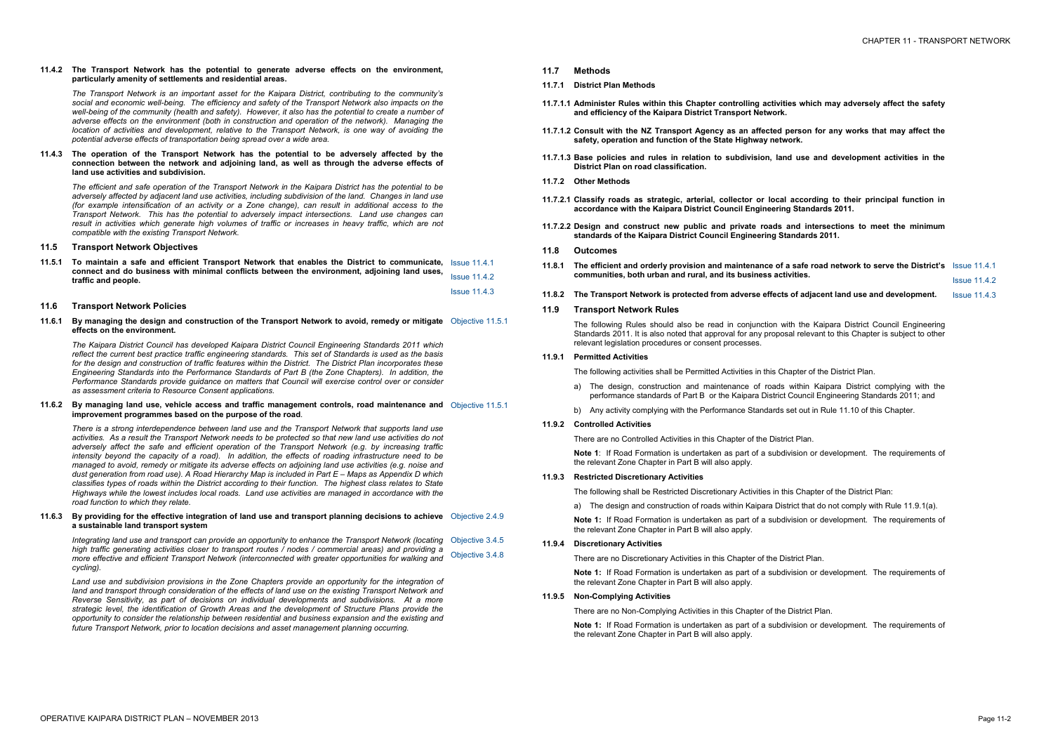**11.4.2 The Transport Network has the potential to generate adverse effects on the environment, particularly amenity of settlements and residential areas.**

*The Transport Network is an important asset for the Kaipara District, contributing to the community's social and economic well-being. The efficiency and safety of the Transport Network also impacts on the well-being of the community (health and safety). However, it also has the potential to create a number of adverse effects on the environment (both in construction and operation of the network). Managing the location of activities and development, relative to the Transport Network, is one way of avoiding the potential adverse effects of transportation being spread over a wide area.*

**11.4.3 The operation of the Transport Network has the potential to be adversely affected by the connection between the network and adjoining land, as well as through the adverse effects of land use activities and subdivision.**

*The efficient and safe operation of the Transport Network in the Kaipara District has the potential to be adversely affected by adjacent land use activities, including subdivision of the land. Changes in land use (for example intensification of an activity or a Zone change), can result in additional access to the Transport Network. This has the potential to adversely impact intersections. Land use changes can result in activities which generate high volumes of traffic or increases in heavy traffic, which are not compatible with the existing Transport Network.*

## 11.5 Transport Network Objectives

**11.5.1 To maintain a safe and efficient Transport Network that enables the District to communicate, connect and do business with minimal conflicts between the environment, adjoining land uses, traffic and people.**

Issue 11.4.1
Issue 11.4.2
Issue 11.4.3

## 11.6 Transport Network Policies

**11.6.1 By managing the design and construction of the Transport Network to avoid, remedy or mitigate effects on the environment.**

Objective 11.5.1

*The Kaipara District Council has developed Kaipara District Council Engineering Standards 2011 which reflect the current best practice traffic engineering standards. This set of Standards is used as the basis for the design and construction of traffic features within the District. The District Plan incorporates these Engineering Standards into the Performance Standards of Part B (the Zone Chapters). In addition, the Performance Standards provide guidance on matters that Council will exercise control over or consider as assessment criteria to Resource Consent applications.*

**11.6.2 By managing land use, vehicle access and traffic management controls, road maintenance and improvement programmes based on the purpose of the road.**

Objective 11.5.1

*There is a strong interdependence between land use and the Transport Network that supports land use activities. As a result the Transport Network needs to be protected so that new land use activities do not adversely affect the safe and efficient operation of the Transport Network (e.g. by increasing traffic intensity beyond the capacity of a road). In addition, the effects of roading infrastructure need to be managed to avoid, remedy or mitigate its adverse effects on adjoining land use activities (e.g. noise and dust generation from road use). A Road Hierarchy Map is included in Part E – Maps as Appendix D which classifies types of roads within the District according to their function. The highest class relates to State Highways while the lowest includes local roads. Land use activities are managed in accordance with the road function to which they relate.*

**11.6.3 By providing for the effective integration of land use and transport planning decisions to achieve a sustainable land transport system**

Objective 2.4.9
Objective 3.4.5
Objective 3.4.8

*Integrating land use and transport can provide an opportunity to enhance the Transport Network (locating high traffic generating activities closer to transport routes / nodes / commercial areas) and providing a more effective and efficient Transport Network (interconnected with greater opportunities for walking and cycling).*

*Land use and subdivision provisions in the Zone Chapters provide an opportunity for the integration of land and transport through consideration of the effects of land use on the existing Transport Network and Reverse Sensitivity, as part of decisions on individual developments and subdivisions. At a more strategic level, the identification of Growth Areas and the development of Structure Plans provide the opportunity to consider the relationship between residential and business expansion and the existing and future Transport Network, prior to location decisions and asset management planning occurring.*

## 11.7 Methods

### 11.7.1 District Plan Methods

**11.7.1.1 Administer Rules within this Chapter controlling activities which may adversely affect the safety and efficiency of the Kaipara District Transport Network.**

**11.7.1.2 Consult with the NZ Transport Agency as an affected person for any works that may affect the safety, operation and function of the State Highway network.**

**11.7.1.3 Base policies and rules in relation to subdivision, land use and development activities in the District Plan on road classification.**

### 11.7.2 Other Methods

**11.7.2.1 Classify roads as strategic, arterial, collector or local according to their principal function in accordance with the Kaipara District Council Engineering Standards 2011.**

**11.7.2.2 Design and construct new public and private roads and intersections to meet the minimum standards of the Kaipara District Council Engineering Standards 2011.**

## 11.8 Outcomes

**11.8.1 The efficient and orderly provision and maintenance of a safe road network to serve the District's communities, both urban and rural, and its business activities.**

Issue 11.4.1
Issue 11.4.2

**11.8.2 The Transport Network is protected from adverse effects of adjacent land use and development.**

Issue 11.4.3

## 11.9 Transport Network Rules

The following Rules should also be read in conjunction with the Kaipara District Council Engineering Standards 2011. It is also noted that approval for any proposal relevant to this Chapter is subject to other relevant legislation procedures or consent processes.

### 11.9.1 Permitted Activities

The following activities shall be Permitted Activities in this Chapter of the District Plan.

a) The design, construction and maintenance of roads within Kaipara District complying with the performance standards of Part B or the Kaipara District Council Engineering Standards 2011; and

b) Any activity complying with the Performance Standards set out in Rule 11.10 of this Chapter.

### 11.9.2 Controlled Activities

There are no Controlled Activities in this Chapter of the District Plan.

**Note 1**: If Road Formation is undertaken as part of a subdivision or development. The requirements of the relevant Zone Chapter in Part B will also apply.

### 11.9.3 Restricted Discretionary Activities

The following shall be Restricted Discretionary Activities in this Chapter of the District Plan:

a) The design and construction of roads within Kaipara District that do not comply with Rule 11.9.1(a).

**Note 1:** If Road Formation is undertaken as part of a subdivision or development. The requirements of the relevant Zone Chapter in Part B will also apply.

### 11.9.4 Discretionary Activities

There are no Discretionary Activities in this Chapter of the District Plan.

**Note 1:** If Road Formation is undertaken as part of a subdivision or development. The requirements of the relevant Zone Chapter in Part B will also apply.

### 11.9.5 Non-Complying Activities

There are no Non-Complying Activities in this Chapter of the District Plan.

**Note 1:** If Road Formation is undertaken as part of a subdivision or development. The requirements of the relevant Zone Chapter in Part B will also apply.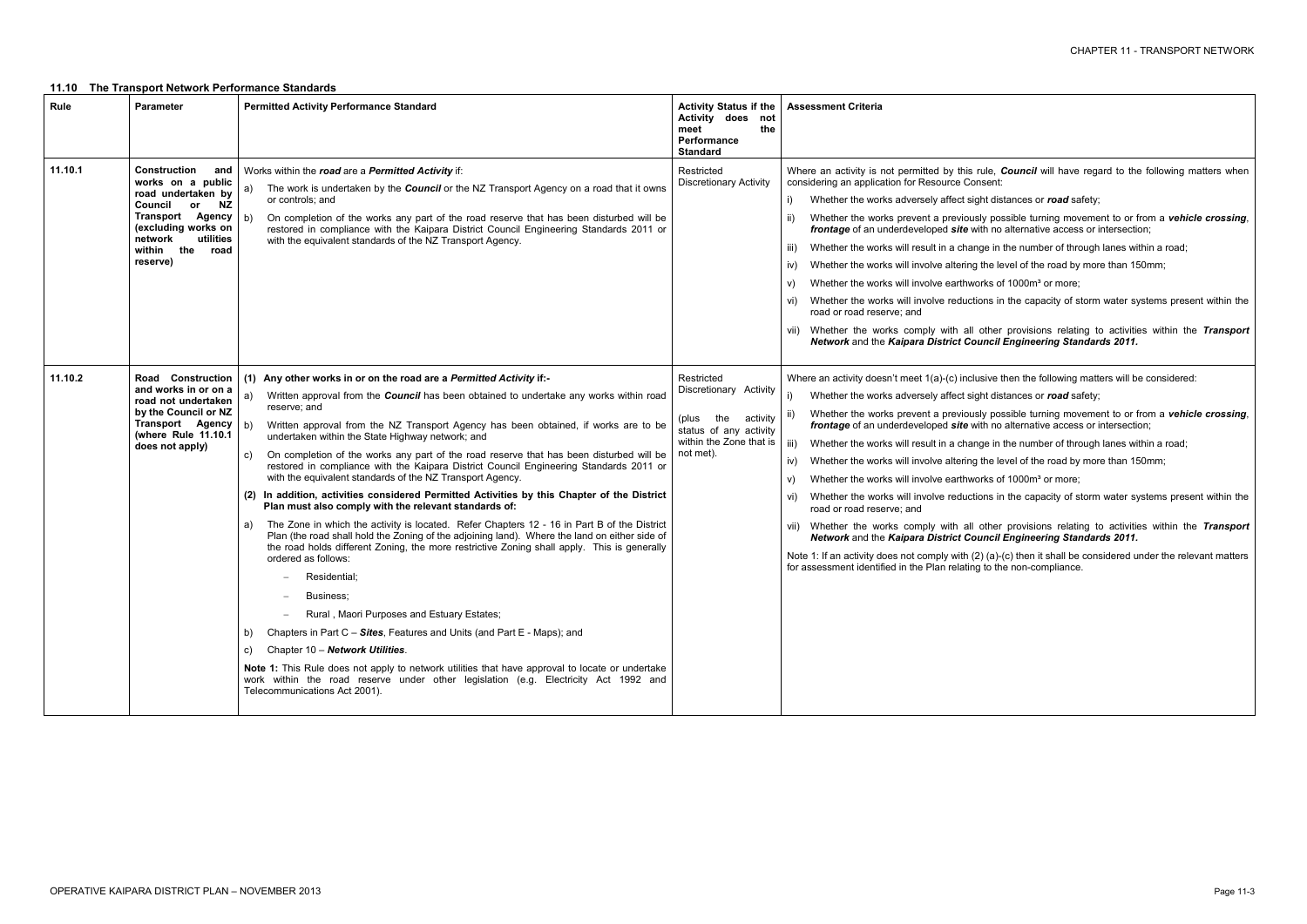## 11.10 The Transport Network Performance Standards

| Rule | Parameter | Permitted Activity Performance Standard | Activity Status if the Activity does not meet the Performance Standard | Assessment Criteria |
|---|---|---|---|---|
| 11.10.1 | **Construction and works on a public road undertaken by Council or NZ Transport Agency (excluding works on network utilities within the road reserve)** | Works within the ***road*** are a ***Permitted Activity*** if:<br>a) The work is undertaken by the ***Council*** or the NZ Transport Agency on a road that it owns or controls; and<br>b) On completion of the works any part of the road reserve that has been disturbed will be restored in compliance with the Kaipara District Council Engineering Standards 2011 or with the equivalent standards of the NZ Transport Agency. | Restricted Discretionary Activity | Where an activity is not permitted by this rule, ***Council*** will have regard to the following matters when considering an application for Resource Consent:<br>i) Whether the works adversely affect sight distances or ***road*** safety;<br>ii) Whether the works prevent a previously possible turning movement to or from a ***vehicle crossing***, ***frontage*** of an underdeveloped ***site*** with no alternative access or intersection;<br>iii) Whether the works will result in a change in the number of through lanes within a road;<br>iv) Whether the works will involve altering the level of the road by more than 150mm;<br>v) Whether the works will involve earthworks of 1000m³ or more;<br>vi) Whether the works will involve reductions in the capacity of storm water systems present within the road or road reserve; and<br>vii) Whether the works comply with all other provisions relating to activities within the ***Transport Network*** and the ***Kaipara District Council Engineering Standards 2011.*** |
| 11.10.2 | **Road Construction and works in or on a road not undertaken by the Council or NZ Transport Agency (where Rule 11.10.1 does not apply)** | **(1) Any other works in or on the road are a *Permitted Activity* if:-**<br>a) Written approval from the ***Council*** has been obtained to undertake any works within road reserve; and<br>b) Written approval from the NZ Transport Agency has been obtained, if works are to be undertaken within the State Highway network; and<br>c) On completion of the works any part of the road reserve that has been disturbed will be restored in compliance with the Kaipara District Council Engineering Standards 2011 or with the equivalent standards of the NZ Transport Agency.<br>**(2) In addition, activities considered Permitted Activities by this Chapter of the District Plan must also comply with the relevant standards of:**<br>a) The Zone in which the activity is located. Refer Chapters 12 - 16 in Part B of the District Plan (the road shall hold the Zoning of the adjoining land). Where the land on either side of the road holds different Zoning, the more restrictive Zoning shall apply. This is generally ordered as follows:<br>– Residential;<br>– Business;<br>– Rural , Maori Purposes and Estuary Estates;<br>b) Chapters in Part C – ***Sites***, Features and Units (and Part E - Maps); and<br>c) Chapter 10 – ***Network Utilities***.<br>**Note 1:** This Rule does not apply to network utilities that have approval to locate or undertake work within the road reserve under other legislation (e.g. Electricity Act 1992 and Telecommunications Act 2001). | Restricted Discretionary Activity<br><br>(plus the activity status of any activity within the Zone that is not met). | Where an activity doesn't meet 1(a)-(c) inclusive then the following matters will be considered:<br>i) Whether the works adversely affect sight distances or ***road*** safety;<br>ii) Whether the works prevent a previously possible turning movement to or from a ***vehicle crossing***, ***frontage*** of an underdeveloped ***site*** with no alternative access or intersection;<br>iii) Whether the works will result in a change in the number of through lanes within a road;<br>iv) Whether the works will involve altering the level of the road by more than 150mm;<br>v) Whether the works will involve earthworks of 1000m³ or more;<br>vi) Whether the works will involve reductions in the capacity of storm water systems present within the road or road reserve; and<br>vii) Whether the works comply with all other provisions relating to activities within the ***Transport Network*** and the ***Kaipara District Council Engineering Standards 2011.***<br><br>Note 1: If an activity does not comply with (2) (a)-(c) then it shall be considered under the relevant matters for assessment identified in the Plan relating to the non-compliance. |